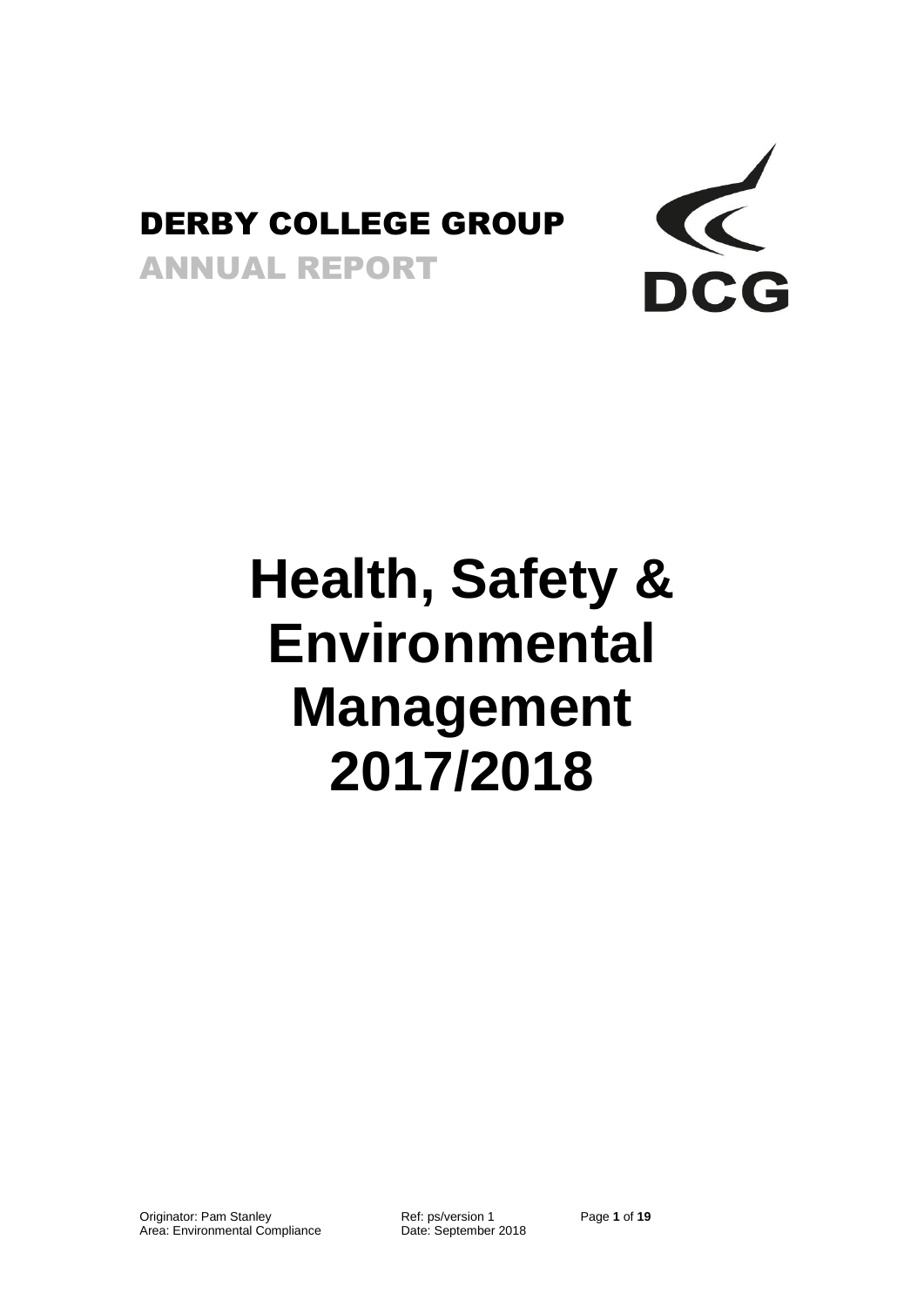DERBY COLLEGE GROUP

ANNUAL REPORT

DCG

# Health, Safety & Environmental Management 2017/2018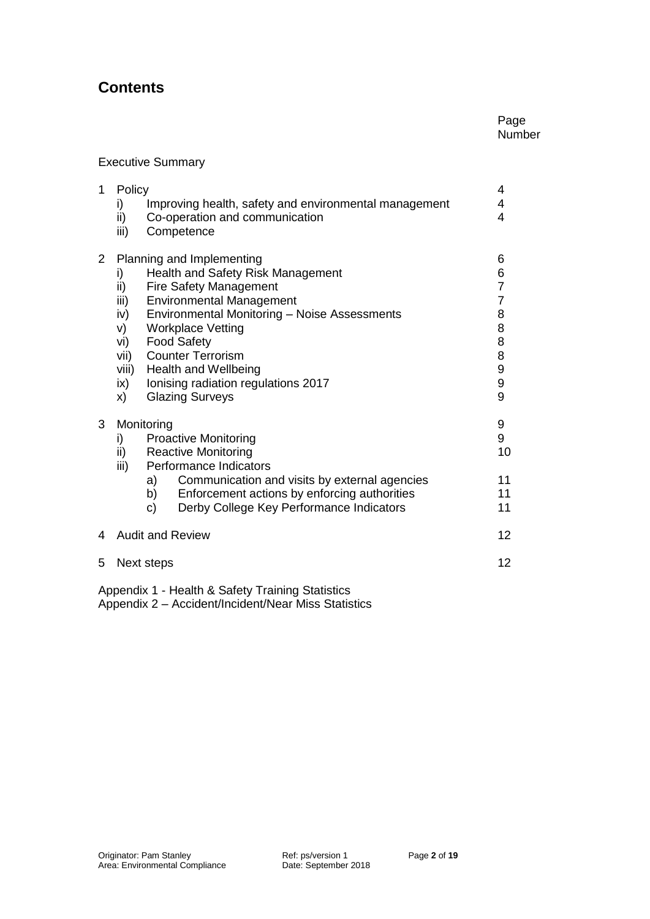# Contents

| | | Page Number |
|---|---|---|
| Executive Summary | | |
| 1 | Policy | 4 |
| | i) Improving health, safety and environmental management | 4 |
| | ii) Co-operation and communication | 4 |
| | iii) Competence | |
| 2 | Planning and Implementing | 6 |
| | i) Health and Safety Risk Management | 6 |
| | ii) Fire Safety Management | 7 |
| | iii) Environmental Management | 7 |
| | iv) Environmental Monitoring – Noise Assessments | 8 |
| | v) Workplace Vetting | 8 |
| | vi) Food Safety | 8 |
| | vii) Counter Terrorism | 8 |
| | viii) Health and Wellbeing | 9 |
| | ix) Ionising radiation regulations 2017 | 9 |
| | x) Glazing Surveys | 9 |
| 3 | Monitoring | 9 |
| | i) Proactive Monitoring | 9 |
| | ii) Reactive Monitoring | 10 |
| | iii) Performance Indicators | |
| | a) Communication and visits by external agencies | 11 |
| | b) Enforcement actions by enforcing authorities | 11 |
| | c) Derby College Key Performance Indicators | 11 |
| 4 | Audit and Review | 12 |
| 5 | Next steps | 12 |

Appendix 1 - Health & Safety Training Statistics
Appendix 2 – Accident/Incident/Near Miss Statistics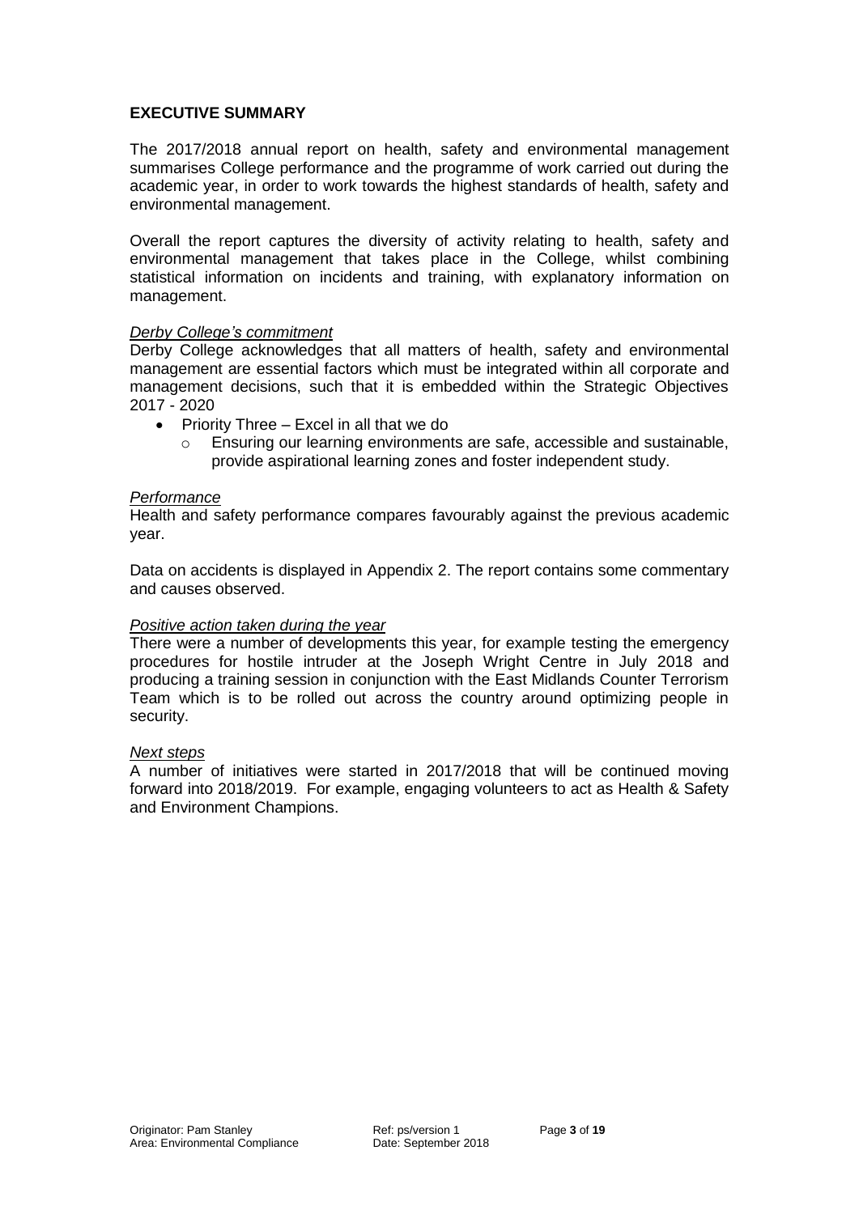## EXECUTIVE SUMMARY

The 2017/2018 annual report on health, safety and environmental management summarises College performance and the programme of work carried out during the academic year, in order to work towards the highest standards of health, safety and environmental management.

Overall the report captures the diversity of activity relating to health, safety and environmental management that takes place in the College, whilst combining statistical information on incidents and training, with explanatory information on management.

*Derby College's commitment*

Derby College acknowledges that all matters of health, safety and environmental management are essential factors which must be integrated within all corporate and management decisions, such that it is embedded within the Strategic Objectives 2017 - 2020

- Priority Three – Excel in all that we do
  - Ensuring our learning environments are safe, accessible and sustainable, provide aspirational learning zones and foster independent study.

*Performance*

Health and safety performance compares favourably against the previous academic year.

Data on accidents is displayed in Appendix 2. The report contains some commentary and causes observed.

*Positive action taken during the year*

There were a number of developments this year, for example testing the emergency procedures for hostile intruder at the Joseph Wright Centre in July 2018 and producing a training session in conjunction with the East Midlands Counter Terrorism Team which is to be rolled out across the country around optimizing people in security.

*Next steps*

A number of initiatives were started in 2017/2018 that will be continued moving forward into 2018/2019. For example, engaging volunteers to act as Health & Safety and Environment Champions.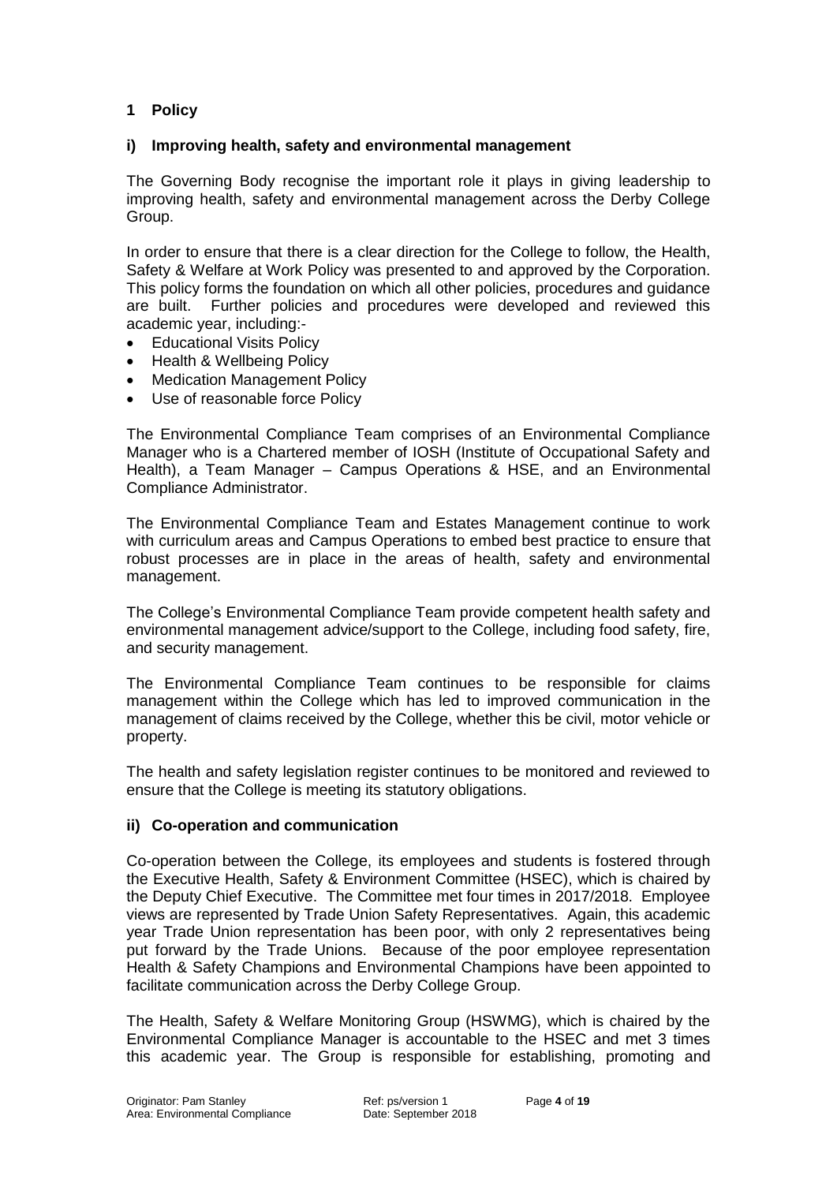## 1 Policy

### i) Improving health, safety and environmental management

The Governing Body recognise the important role it plays in giving leadership to improving health, safety and environmental management across the Derby College Group.

In order to ensure that there is a clear direction for the College to follow, the Health, Safety & Welfare at Work Policy was presented to and approved by the Corporation. This policy forms the foundation on which all other policies, procedures and guidance are built. Further policies and procedures were developed and reviewed this academic year, including:-

- Educational Visits Policy
- Health & Wellbeing Policy
- Medication Management Policy
- Use of reasonable force Policy

The Environmental Compliance Team comprises of an Environmental Compliance Manager who is a Chartered member of IOSH (Institute of Occupational Safety and Health), a Team Manager – Campus Operations & HSE, and an Environmental Compliance Administrator.

The Environmental Compliance Team and Estates Management continue to work with curriculum areas and Campus Operations to embed best practice to ensure that robust processes are in place in the areas of health, safety and environmental management.

The College's Environmental Compliance Team provide competent health safety and environmental management advice/support to the College, including food safety, fire, and security management.

The Environmental Compliance Team continues to be responsible for claims management within the College which has led to improved communication in the management of claims received by the College, whether this be civil, motor vehicle or property.

The health and safety legislation register continues to be monitored and reviewed to ensure that the College is meeting its statutory obligations.

### ii) Co-operation and communication

Co-operation between the College, its employees and students is fostered through the Executive Health, Safety & Environment Committee (HSEC), which is chaired by the Deputy Chief Executive. The Committee met four times in 2017/2018. Employee views are represented by Trade Union Safety Representatives. Again, this academic year Trade Union representation has been poor, with only 2 representatives being put forward by the Trade Unions. Because of the poor employee representation Health & Safety Champions and Environmental Champions have been appointed to facilitate communication across the Derby College Group.

The Health, Safety & Welfare Monitoring Group (HSWMG), which is chaired by the Environmental Compliance Manager is accountable to the HSEC and met 3 times this academic year. The Group is responsible for establishing, promoting and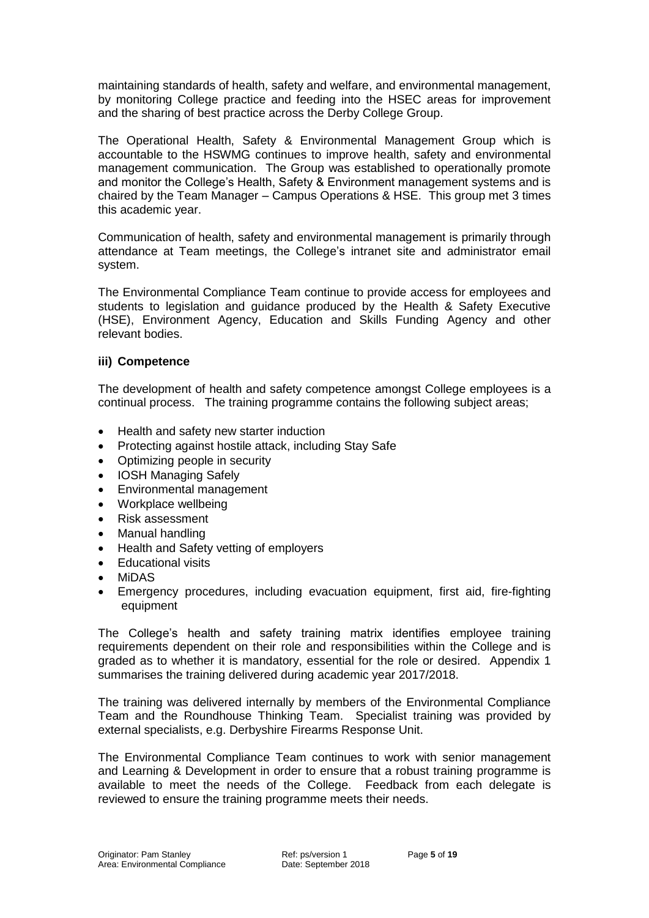maintaining standards of health, safety and welfare, and environmental management, by monitoring College practice and feeding into the HSEC areas for improvement and the sharing of best practice across the Derby College Group.

The Operational Health, Safety & Environmental Management Group which is accountable to the HSWMG continues to improve health, safety and environmental management communication. The Group was established to operationally promote and monitor the College's Health, Safety & Environment management systems and is chaired by the Team Manager – Campus Operations & HSE. This group met 3 times this academic year.

Communication of health, safety and environmental management is primarily through attendance at Team meetings, the College's intranet site and administrator email system.

The Environmental Compliance Team continue to provide access for employees and students to legislation and guidance produced by the Health & Safety Executive (HSE), Environment Agency, Education and Skills Funding Agency and other relevant bodies.

### iii) Competence

The development of health and safety competence amongst College employees is a continual process. The training programme contains the following subject areas;

- Health and safety new starter induction
- Protecting against hostile attack, including Stay Safe
- Optimizing people in security
- IOSH Managing Safely
- Environmental management
- Workplace wellbeing
- Risk assessment
- Manual handling
- Health and Safety vetting of employers
- Educational visits
- MiDAS
- Emergency procedures, including evacuation equipment, first aid, fire-fighting equipment

The College's health and safety training matrix identifies employee training requirements dependent on their role and responsibilities within the College and is graded as to whether it is mandatory, essential for the role or desired. Appendix 1 summarises the training delivered during academic year 2017/2018.

The training was delivered internally by members of the Environmental Compliance Team and the Roundhouse Thinking Team. Specialist training was provided by external specialists, e.g. Derbyshire Firearms Response Unit.

The Environmental Compliance Team continues to work with senior management and Learning & Development in order to ensure that a robust training programme is available to meet the needs of the College. Feedback from each delegate is reviewed to ensure the training programme meets their needs.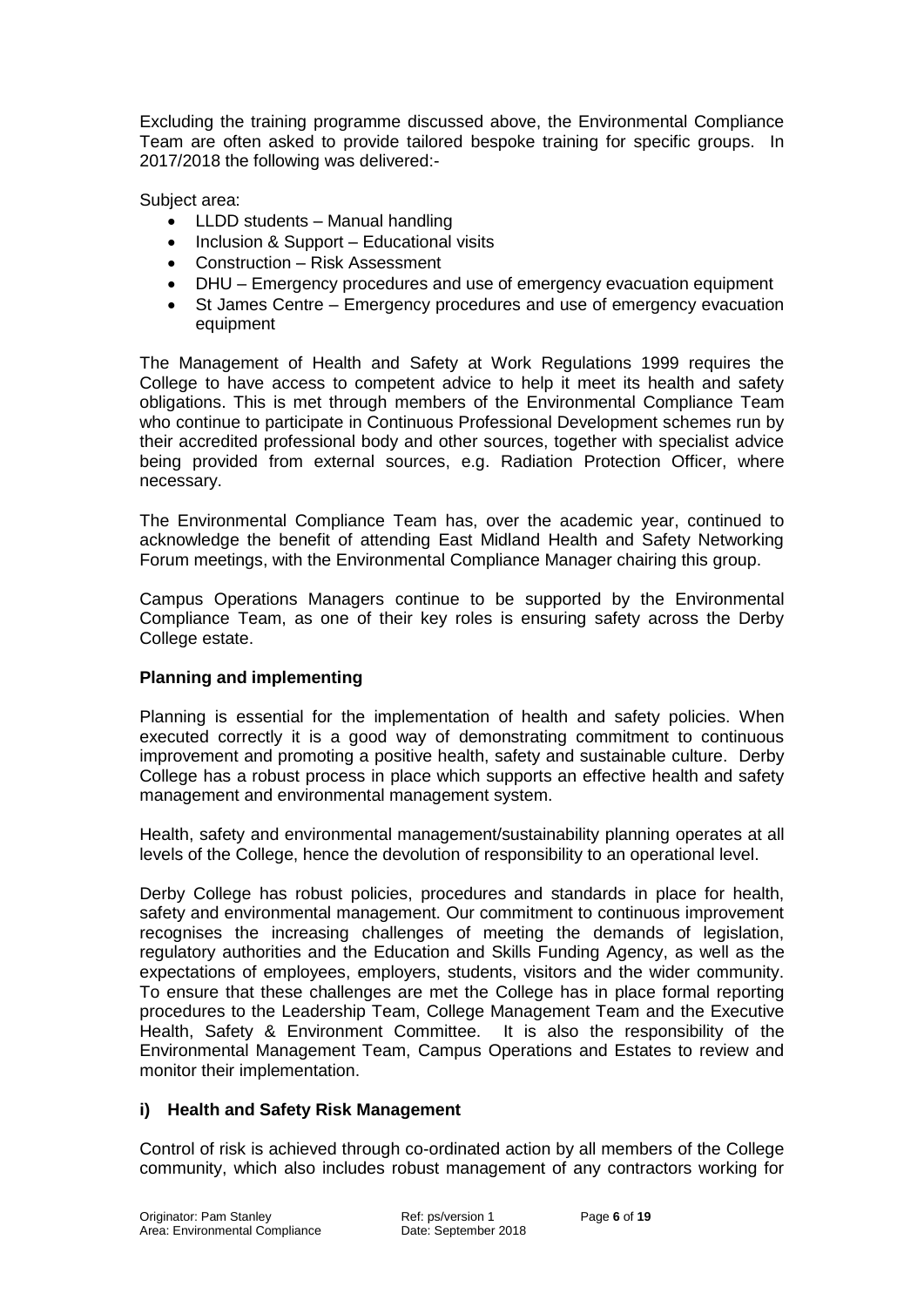Excluding the training programme discussed above, the Environmental Compliance Team are often asked to provide tailored bespoke training for specific groups. In 2017/2018 the following was delivered:-

Subject area:

- LLDD students – Manual handling
- Inclusion & Support – Educational visits
- Construction – Risk Assessment
- DHU – Emergency procedures and use of emergency evacuation equipment
- St James Centre – Emergency procedures and use of emergency evacuation equipment

The Management of Health and Safety at Work Regulations 1999 requires the College to have access to competent advice to help it meet its health and safety obligations. This is met through members of the Environmental Compliance Team who continue to participate in Continuous Professional Development schemes run by their accredited professional body and other sources, together with specialist advice being provided from external sources, e.g. Radiation Protection Officer, where necessary.

The Environmental Compliance Team has, over the academic year, continued to acknowledge the benefit of attending East Midland Health and Safety Networking Forum meetings, with the Environmental Compliance Manager chairing this group.

Campus Operations Managers continue to be supported by the Environmental Compliance Team, as one of their key roles is ensuring safety across the Derby College estate.

**Planning and implementing**

Planning is essential for the implementation of health and safety policies. When executed correctly it is a good way of demonstrating commitment to continuous improvement and promoting a positive health, safety and sustainable culture. Derby College has a robust process in place which supports an effective health and safety management and environmental management system.

Health, safety and environmental management/sustainability planning operates at all levels of the College, hence the devolution of responsibility to an operational level.

Derby College has robust policies, procedures and standards in place for health, safety and environmental management. Our commitment to continuous improvement recognises the increasing challenges of meeting the demands of legislation, regulatory authorities and the Education and Skills Funding Agency, as well as the expectations of employees, employers, students, visitors and the wider community. To ensure that these challenges are met the College has in place formal reporting procedures to the Leadership Team, College Management Team and the Executive Health, Safety & Environment Committee. It is also the responsibility of the Environmental Management Team, Campus Operations and Estates to review and monitor their implementation.

**i) Health and Safety Risk Management**

Control of risk is achieved through co-ordinated action by all members of the College community, which also includes robust management of any contractors working for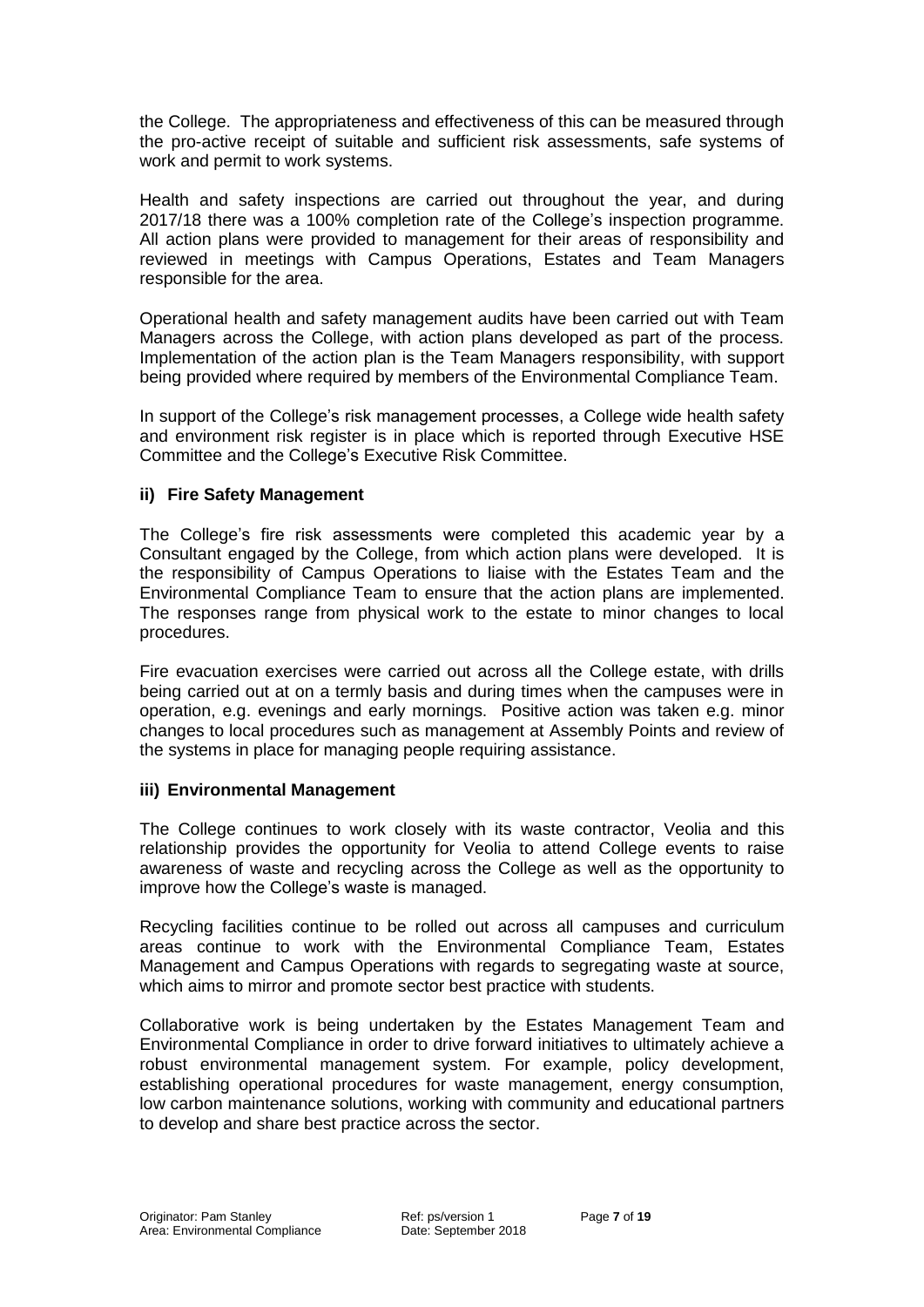the College. The appropriateness and effectiveness of this can be measured through the pro-active receipt of suitable and sufficient risk assessments, safe systems of work and permit to work systems.

Health and safety inspections are carried out throughout the year, and during 2017/18 there was a 100% completion rate of the College's inspection programme. All action plans were provided to management for their areas of responsibility and reviewed in meetings with Campus Operations, Estates and Team Managers responsible for the area.

Operational health and safety management audits have been carried out with Team Managers across the College, with action plans developed as part of the process. Implementation of the action plan is the Team Managers responsibility, with support being provided where required by members of the Environmental Compliance Team.

In support of the College's risk management processes, a College wide health safety and environment risk register is in place which is reported through Executive HSE Committee and the College's Executive Risk Committee.

### ii) Fire Safety Management

The College's fire risk assessments were completed this academic year by a Consultant engaged by the College, from which action plans were developed. It is the responsibility of Campus Operations to liaise with the Estates Team and the Environmental Compliance Team to ensure that the action plans are implemented. The responses range from physical work to the estate to minor changes to local procedures.

Fire evacuation exercises were carried out across all the College estate, with drills being carried out at on a termly basis and during times when the campuses were in operation, e.g. evenings and early mornings. Positive action was taken e.g. minor changes to local procedures such as management at Assembly Points and review of the systems in place for managing people requiring assistance.

### iii) Environmental Management

The College continues to work closely with its waste contractor, Veolia and this relationship provides the opportunity for Veolia to attend College events to raise awareness of waste and recycling across the College as well as the opportunity to improve how the College's waste is managed.

Recycling facilities continue to be rolled out across all campuses and curriculum areas continue to work with the Environmental Compliance Team, Estates Management and Campus Operations with regards to segregating waste at source, which aims to mirror and promote sector best practice with students.

Collaborative work is being undertaken by the Estates Management Team and Environmental Compliance in order to drive forward initiatives to ultimately achieve a robust environmental management system. For example, policy development, establishing operational procedures for waste management, energy consumption, low carbon maintenance solutions, working with community and educational partners to develop and share best practice across the sector.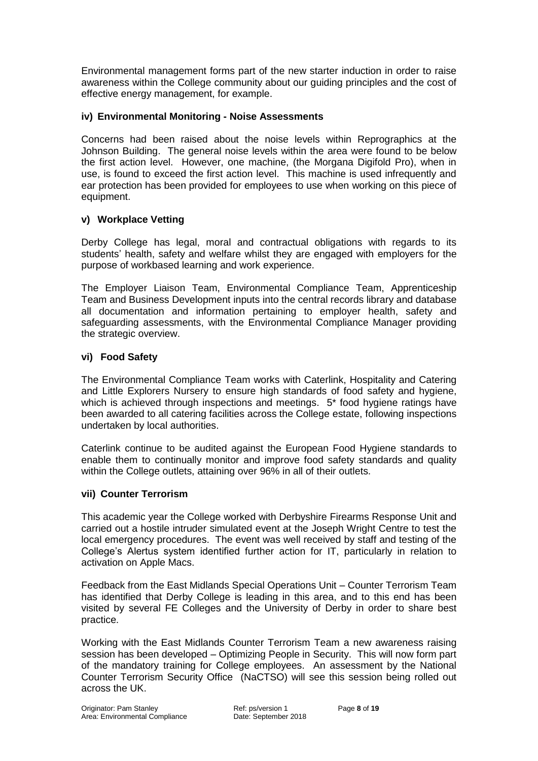Environmental management forms part of the new starter induction in order to raise awareness within the College community about our guiding principles and the cost of effective energy management, for example.

### iv) Environmental Monitoring - Noise Assessments

Concerns had been raised about the noise levels within Reprographics at the Johnson Building. The general noise levels within the area were found to be below the first action level. However, one machine, (the Morgana Digifold Pro), when in use, is found to exceed the first action level. This machine is used infrequently and ear protection has been provided for employees to use when working on this piece of equipment.

### v) Workplace Vetting

Derby College has legal, moral and contractual obligations with regards to its students' health, safety and welfare whilst they are engaged with employers for the purpose of workbased learning and work experience.

The Employer Liaison Team, Environmental Compliance Team, Apprenticeship Team and Business Development inputs into the central records library and database all documentation and information pertaining to employer health, safety and safeguarding assessments, with the Environmental Compliance Manager providing the strategic overview.

### vi) Food Safety

The Environmental Compliance Team works with Caterlink, Hospitality and Catering and Little Explorers Nursery to ensure high standards of food safety and hygiene, which is achieved through inspections and meetings. 5* food hygiene ratings have been awarded to all catering facilities across the College estate, following inspections undertaken by local authorities.

Caterlink continue to be audited against the European Food Hygiene standards to enable them to continually monitor and improve food safety standards and quality within the College outlets, attaining over 96% in all of their outlets.

### vii) Counter Terrorism

This academic year the College worked with Derbyshire Firearms Response Unit and carried out a hostile intruder simulated event at the Joseph Wright Centre to test the local emergency procedures. The event was well received by staff and testing of the College's Alertus system identified further action for IT, particularly in relation to activation on Apple Macs.

Feedback from the East Midlands Special Operations Unit – Counter Terrorism Team has identified that Derby College is leading in this area, and to this end has been visited by several FE Colleges and the University of Derby in order to share best practice.

Working with the East Midlands Counter Terrorism Team a new awareness raising session has been developed – Optimizing People in Security. This will now form part of the mandatory training for College employees. An assessment by the National Counter Terrorism Security Office (NaCTSO) will see this session being rolled out across the UK.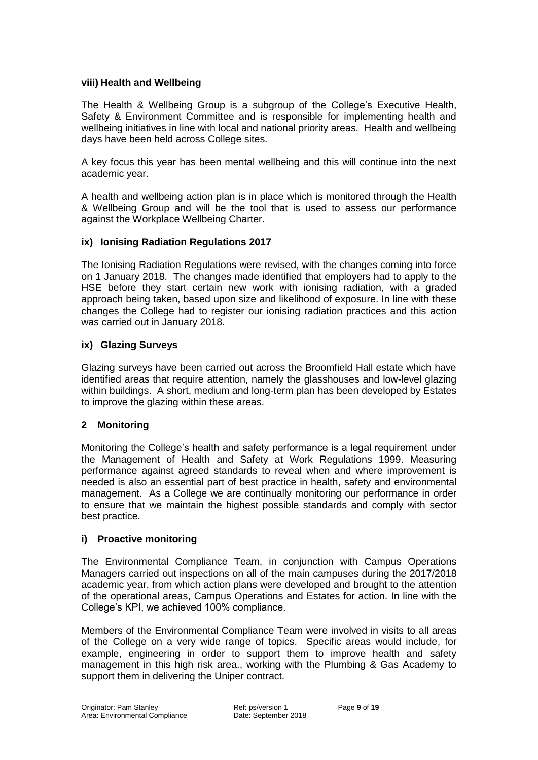### viii) Health and Wellbeing

The Health & Wellbeing Group is a subgroup of the College's Executive Health, Safety & Environment Committee and is responsible for implementing health and wellbeing initiatives in line with local and national priority areas. Health and wellbeing days have been held across College sites.

A key focus this year has been mental wellbeing and this will continue into the next academic year.

A health and wellbeing action plan is in place which is monitored through the Health & Wellbeing Group and will be the tool that is used to assess our performance against the Workplace Wellbeing Charter.

### ix) Ionising Radiation Regulations 2017

The Ionising Radiation Regulations were revised, with the changes coming into force on 1 January 2018. The changes made identified that employers had to apply to the HSE before they start certain new work with ionising radiation, with a graded approach being taken, based upon size and likelihood of exposure. In line with these changes the College had to register our ionising radiation practices and this action was carried out in January 2018.

### ix) Glazing Surveys

Glazing surveys have been carried out across the Broomfield Hall estate which have identified areas that require attention, namely the glasshouses and low-level glazing within buildings. A short, medium and long-term plan has been developed by Estates to improve the glazing within these areas.

## 2 Monitoring

Monitoring the College's health and safety performance is a legal requirement under the Management of Health and Safety at Work Regulations 1999. Measuring performance against agreed standards to reveal when and where improvement is needed is also an essential part of best practice in health, safety and environmental management. As a College we are continually monitoring our performance in order to ensure that we maintain the highest possible standards and comply with sector best practice.

### i) Proactive monitoring

The Environmental Compliance Team, in conjunction with Campus Operations Managers carried out inspections on all of the main campuses during the 2017/2018 academic year, from which action plans were developed and brought to the attention of the operational areas, Campus Operations and Estates for action. In line with the College's KPI, we achieved 100% compliance.

Members of the Environmental Compliance Team were involved in visits to all areas of the College on a very wide range of topics. Specific areas would include, for example, engineering in order to support them to improve health and safety management in this high risk area., working with the Plumbing & Gas Academy to support them in delivering the Uniper contract.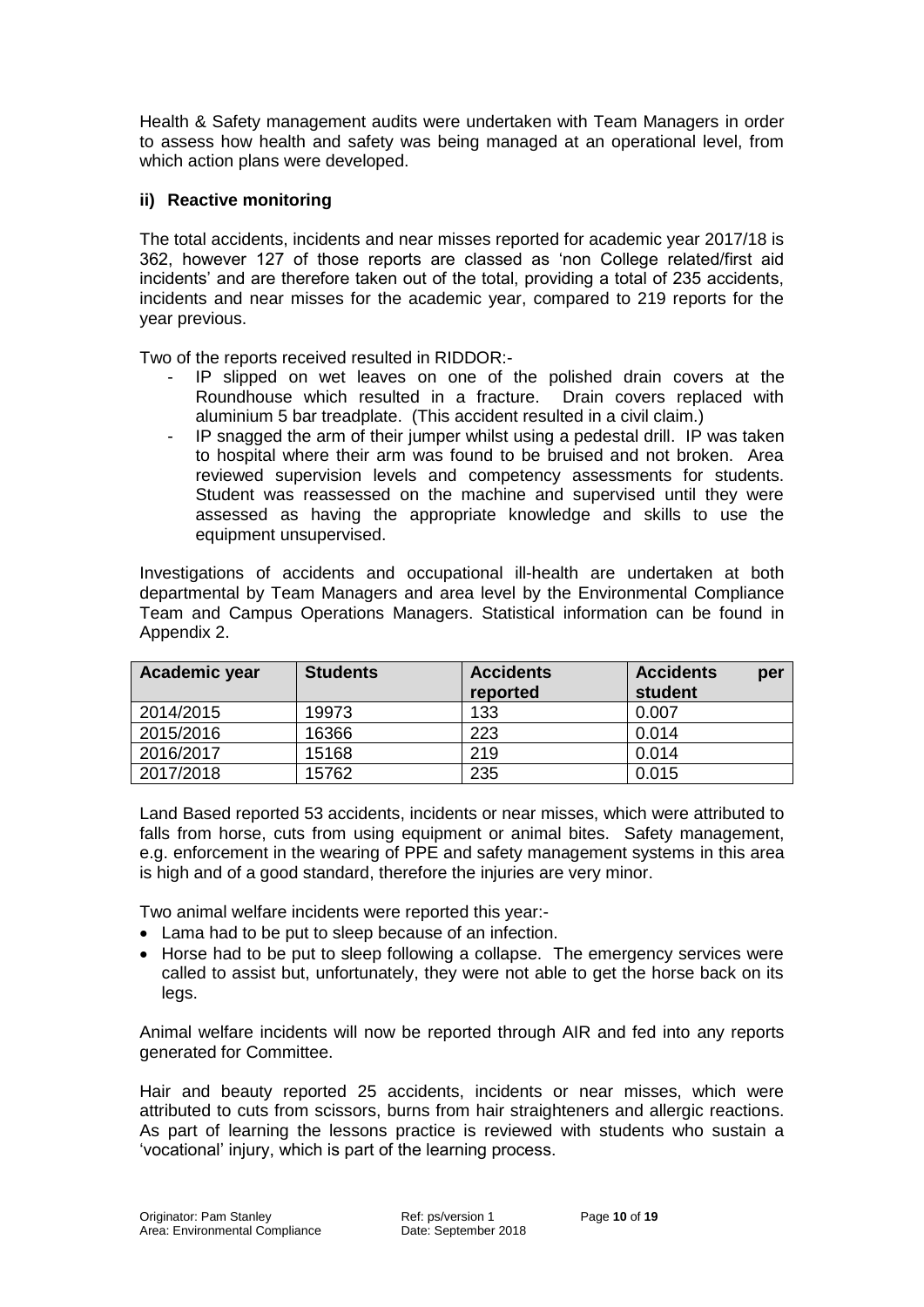Health & Safety management audits were undertaken with Team Managers in order to assess how health and safety was being managed at an operational level, from which action plans were developed.

**ii) Reactive monitoring**

The total accidents, incidents and near misses reported for academic year 2017/18 is 362, however 127 of those reports are classed as 'non College related/first aid incidents' and are therefore taken out of the total, providing a total of 235 accidents, incidents and near misses for the academic year, compared to 219 reports for the year previous.

Two of the reports received resulted in RIDDOR:-

- IP slipped on wet leaves on one of the polished drain covers at the Roundhouse which resulted in a fracture. Drain covers replaced with aluminium 5 bar treadplate. (This accident resulted in a civil claim.)
- IP snagged the arm of their jumper whilst using a pedestal drill. IP was taken to hospital where their arm was found to be bruised and not broken. Area reviewed supervision levels and competency assessments for students. Student was reassessed on the machine and supervised until they were assessed as having the appropriate knowledge and skills to use the equipment unsupervised.

Investigations of accidents and occupational ill-health are undertaken at both departmental by Team Managers and area level by the Environmental Compliance Team and Campus Operations Managers. Statistical information can be found in Appendix 2.

| Academic year | Students | Accidents reported | Accidents per student |
|---|---|---|---|
| 2014/2015 | 19973 | 133 | 0.007 |
| 2015/2016 | 16366 | 223 | 0.014 |
| 2016/2017 | 15168 | 219 | 0.014 |
| 2017/2018 | 15762 | 235 | 0.015 |

Land Based reported 53 accidents, incidents or near misses, which were attributed to falls from horse, cuts from using equipment or animal bites. Safety management, e.g. enforcement in the wearing of PPE and safety management systems in this area is high and of a good standard, therefore the injuries are very minor.

Two animal welfare incidents were reported this year:-

- Lama had to be put to sleep because of an infection.
- Horse had to be put to sleep following a collapse. The emergency services were called to assist but, unfortunately, they were not able to get the horse back on its legs.

Animal welfare incidents will now be reported through AIR and fed into any reports generated for Committee.

Hair and beauty reported 25 accidents, incidents or near misses, which were attributed to cuts from scissors, burns from hair straighteners and allergic reactions. As part of learning the lessons practice is reviewed with students who sustain a 'vocational' injury, which is part of the learning process.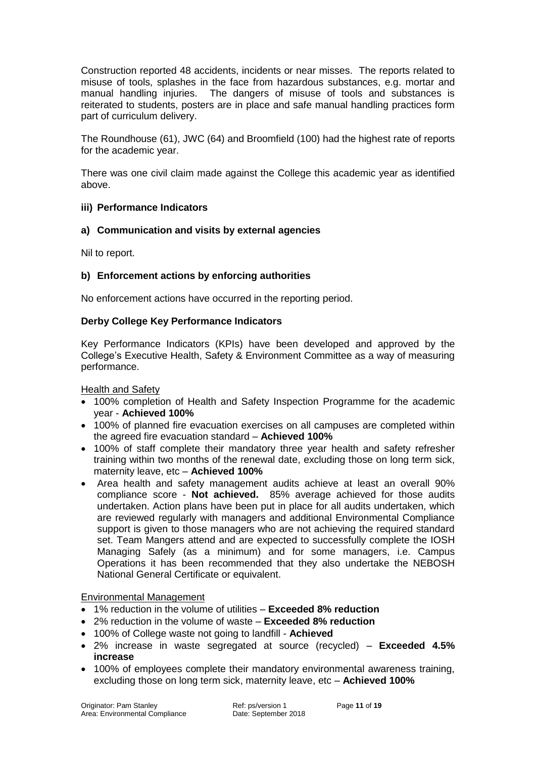Construction reported 48 accidents, incidents or near misses. The reports related to misuse of tools, splashes in the face from hazardous substances, e.g. mortar and manual handling injuries. The dangers of misuse of tools and substances is reiterated to students, posters are in place and safe manual handling practices form part of curriculum delivery.

The Roundhouse (61), JWC (64) and Broomfield (100) had the highest rate of reports for the academic year.

There was one civil claim made against the College this academic year as identified above.

**iii) Performance Indicators**

**a) Communication and visits by external agencies**

Nil to report.

**b) Enforcement actions by enforcing authorities**

No enforcement actions have occurred in the reporting period.

**Derby College Key Performance Indicators**

Key Performance Indicators (KPIs) have been developed and approved by the College's Executive Health, Safety & Environment Committee as a way of measuring performance.

Health and Safety

- 100% completion of Health and Safety Inspection Programme for the academic year - **Achieved 100%**
- 100% of planned fire evacuation exercises on all campuses are completed within the agreed fire evacuation standard – **Achieved 100%**
- 100% of staff complete their mandatory three year health and safety refresher training within two months of the renewal date, excluding those on long term sick, maternity leave, etc – **Achieved 100%**
- Area health and safety management audits achieve at least an overall 90% compliance score - **Not achieved.** 85% average achieved for those audits undertaken. Action plans have been put in place for all audits undertaken, which are reviewed regularly with managers and additional Environmental Compliance support is given to those managers who are not achieving the required standard set. Team Mangers attend and are expected to successfully complete the IOSH Managing Safely (as a minimum) and for some managers, i.e. Campus Operations it has been recommended that they also undertake the NEBOSH National General Certificate or equivalent.

Environmental Management

- 1% reduction in the volume of utilities – **Exceeded 8% reduction**
- 2% reduction in the volume of waste – **Exceeded 8% reduction**
- 100% of College waste not going to landfill - **Achieved**
- 2% increase in waste segregated at source (recycled) – **Exceeded 4.5% increase**
- 100% of employees complete their mandatory environmental awareness training, excluding those on long term sick, maternity leave, etc – **Achieved 100%**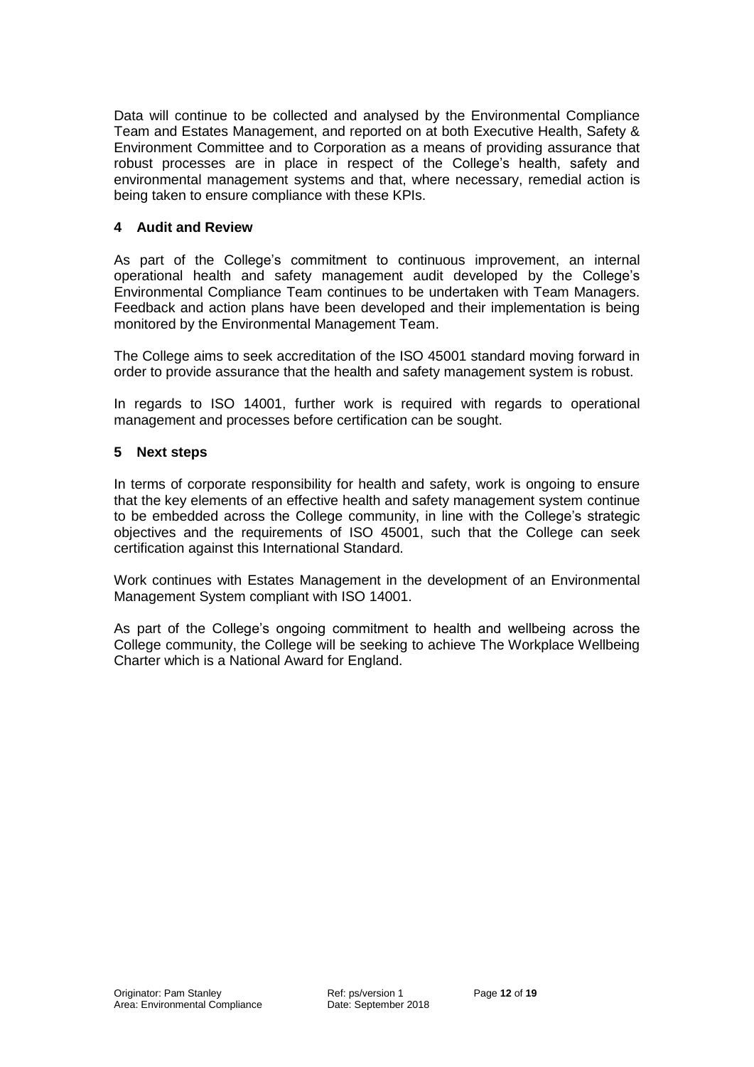Data will continue to be collected and analysed by the Environmental Compliance Team and Estates Management, and reported on at both Executive Health, Safety & Environment Committee and to Corporation as a means of providing assurance that robust processes are in place in respect of the College's health, safety and environmental management systems and that, where necessary, remedial action is being taken to ensure compliance with these KPIs.

## 4 Audit and Review

As part of the College's commitment to continuous improvement, an internal operational health and safety management audit developed by the College's Environmental Compliance Team continues to be undertaken with Team Managers. Feedback and action plans have been developed and their implementation is being monitored by the Environmental Management Team.

The College aims to seek accreditation of the ISO 45001 standard moving forward in order to provide assurance that the health and safety management system is robust.

In regards to ISO 14001, further work is required with regards to operational management and processes before certification can be sought.

## 5 Next steps

In terms of corporate responsibility for health and safety, work is ongoing to ensure that the key elements of an effective health and safety management system continue to be embedded across the College community, in line with the College's strategic objectives and the requirements of ISO 45001, such that the College can seek certification against this International Standard.

Work continues with Estates Management in the development of an Environmental Management System compliant with ISO 14001.

As part of the College's ongoing commitment to health and wellbeing across the College community, the College will be seeking to achieve The Workplace Wellbeing Charter which is a National Award for England.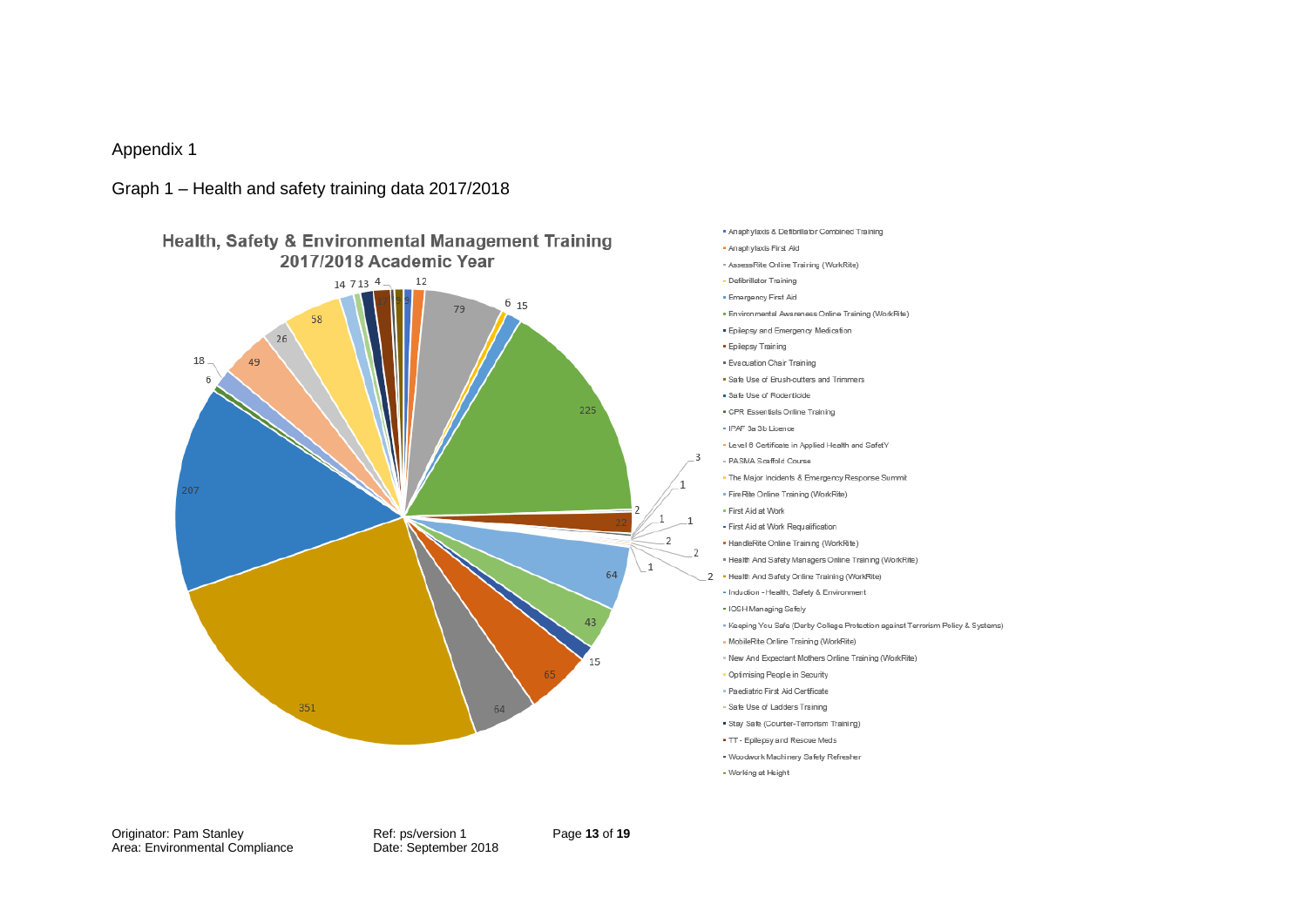Appendix 1

Graph 1 – Health and safety training data 2017/2018

Health, Safety & Environmental Management Training
2017/2018 Academic Year

- Anaphylaxis & Defibrillator Combined Training
- Anaphylaxis First Aid
- AssessRite Online Training (WorkRite)
- Defibrillator Training
- Emergency First Aid
- Environmental Awareness Online Training (WorkRite)
- Epilepsy and Emergency Medication
- Epilepsy Training
- Evacuation Chair Training
- Safe Use of Brush-cutters and Trimmers
- Safe Use of Rodenticide
- CPR Essentials Online Training
- IPAF 3a 3b Licence
- Level 6 Certificate in Applied Health and SafetY
- PASMA Scaffold Course
- The Major Incidents & Emergency Response Summit
- FireRite Online Training (WorkRite)
- First Aid at Work
- First Aid at Work Requalification
- HandleRite Online Training (WorkRite)
- Health And Safety Managers Online Training (WorkRite)
- Health And Safety Online Training (WorkRite)
- Induction - Health, Safety & Environment
- IOSH Managing Safely
- Keeping You Safe (Derby College Protection against Terrorism Policy & Systems)
- MobileRite Online Training (WorkRite)
- New And Expectant Mothers Online Training (WorkRite)
- Optimising People in Security
- Paediatric First Aid Certificate
- Safe Use of Ladders Training
- Stay Safe (Counter-Terrorism Training)
- TT - Epilepsy and Rescue Meds
- Woodwork Machinery Safety Refresher
- Working at Height

Originator: Pam Stanley
Area: Environmental Compliance

Ref: ps/version 1
Date: September 2018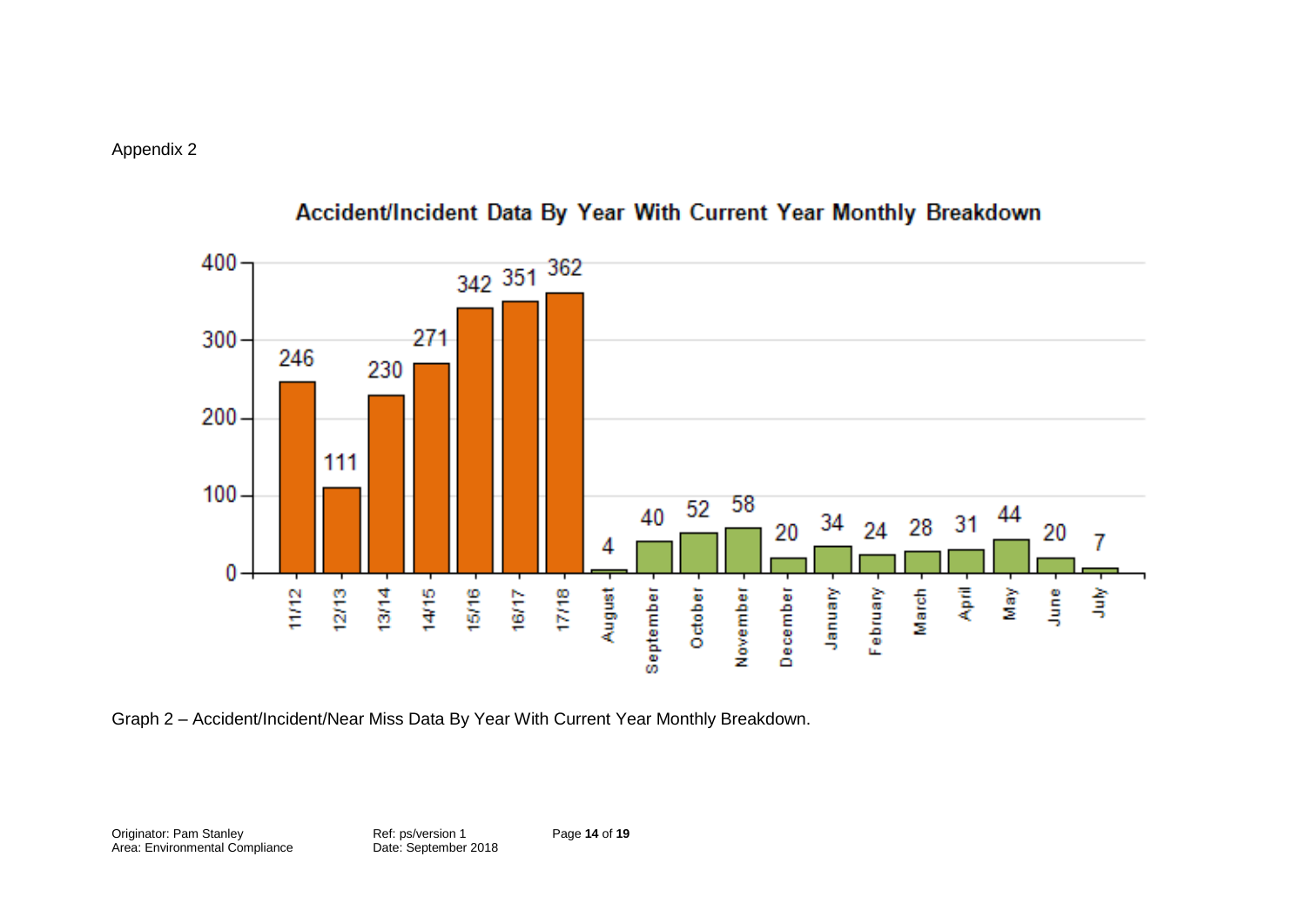Appendix 2

**Accident/Incident Data By Year With Current Year Monthly Breakdown**

| Period | Count |
|---|---|
| 11/12 | 246 |
| 12/13 | 111 |
| 13/14 | 230 |
| 14/15 | 271 |
| 15/16 | 342 |
| 16/17 | 351 |
| 17/18 | 362 |
| August | 4 |
| September | 40 |
| October | 52 |
| November | 58 |
| December | 20 |
| January | 34 |
| February | 24 |
| March | 28 |
| April | 31 |
| May | 44 |
| June | 20 |
| July | 7 |

Graph 2 – Accident/Incident/Near Miss Data By Year With Current Year Monthly Breakdown.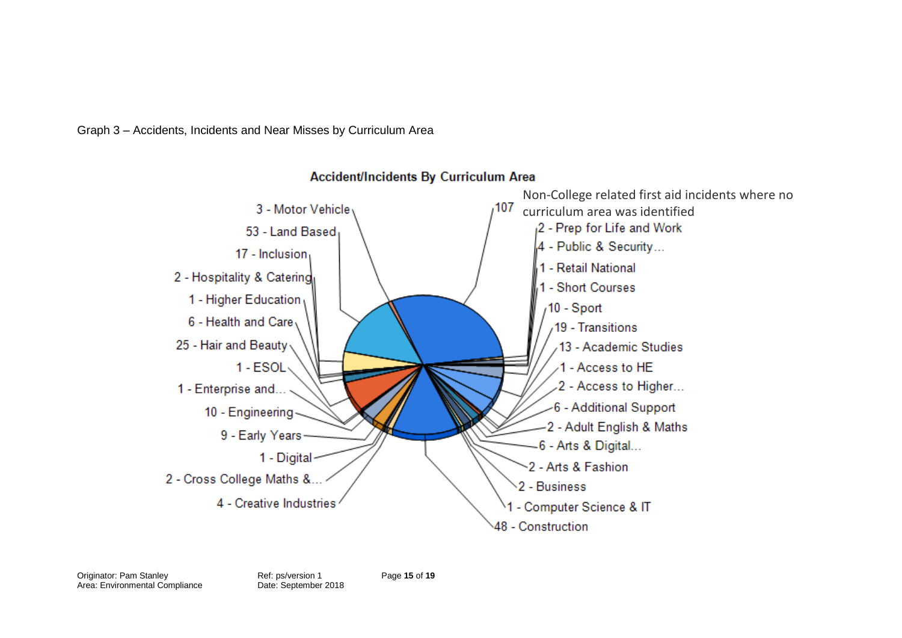Graph 3 – Accidents, Incidents and Near Misses by Curriculum Area

**Accident/Incidents By Curriculum Area**

- 107 - Non-College related first aid incidents where no curriculum area was identified
- 2 - Prep for Life and Work
- 4 - Public & Security…
- 1 - Retail National
- 1 - Short Courses
- 10 - Sport
- 19 - Transitions
- 13 - Academic Studies
- 1 - Access to HE
- 2 - Access to Higher…
- 6 - Additional Support
- 2 - Adult English & Maths
- 6 - Arts & Digital…
- 2 - Arts & Fashion
- 2 - Business
- 1 - Computer Science & IT
- 48 - Construction
- 4 - Creative Industries
- 2 - Cross College Maths &…
- 1 - Digital
- 9 - Early Years
- 10 - Engineering
- 1 - Enterprise and…
- 1 - ESOL
- 25 - Hair and Beauty
- 6 - Health and Care
- 1 - Higher Education
- 2 - Hospitality & Catering
- 17 - Inclusion
- 53 - Land Based
- 3 - Motor Vehicle

Originator: Pam Stanley
Area: Environmental Compliance

Ref: ps/version 1
Date: September 2018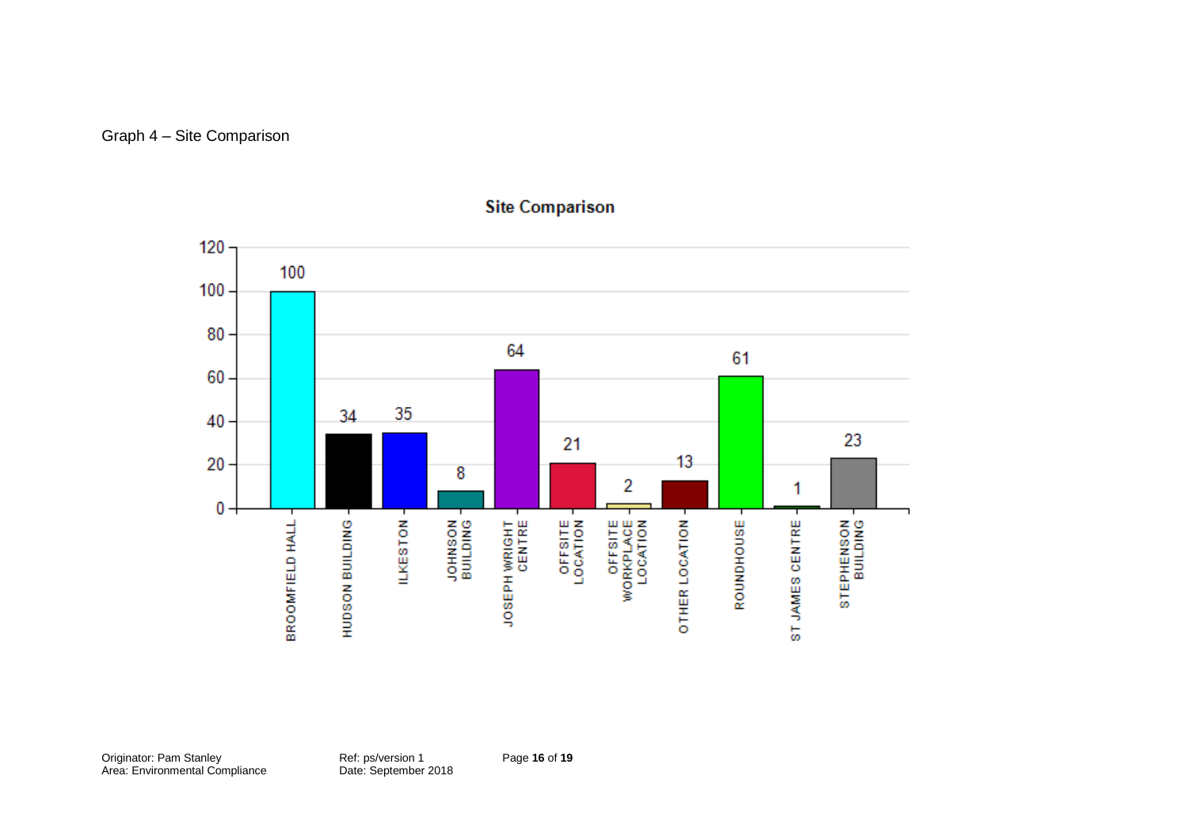Graph 4 – Site Comparison

**Site Comparison**

| Site | Count |
|---|---|
| BROOMFIELD HALL | 100 |
| HUDSON BUILDING | 34 |
| ILKESTON | 35 |
| JOHNSON BUILDING | 8 |
| JOSEPH WRIGHT CENTRE | 64 |
| OFFSITE LOCATION | 21 |
| OFFSITE WORKPLACE LOCATION | 2 |
| OTHER LOCATION | 13 |
| ROUNDHOUSE | 61 |
| ST JAMES CENTRE | 1 |
| STEPHENSON BUILDING | 23 |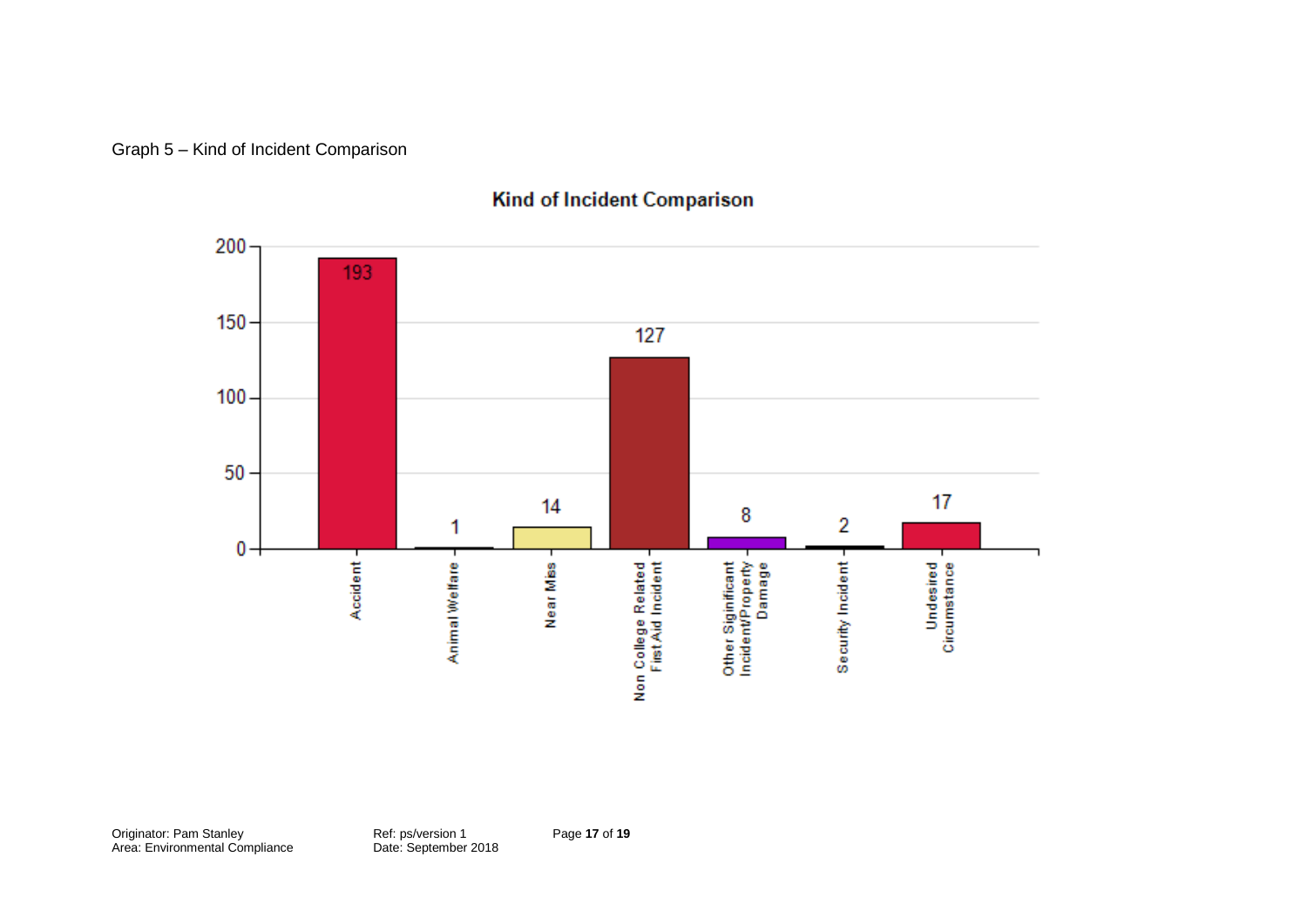Graph 5 – Kind of Incident Comparison

**Kind of Incident Comparison**

| Kind of Incident | Count |
|---|---|
| Accident | 193 |
| Animal Welfare | 1 |
| Near Miss | 14 |
| Non College Related First Aid Incident | 127 |
| Other Significant Incident/Property Damage | 8 |
| Security Incident | 2 |
| Undesired Circumstance | 17 |

Originator: Pam Stanley
Area: Environmental Compliance

Ref: ps/version 1
Date: September 2018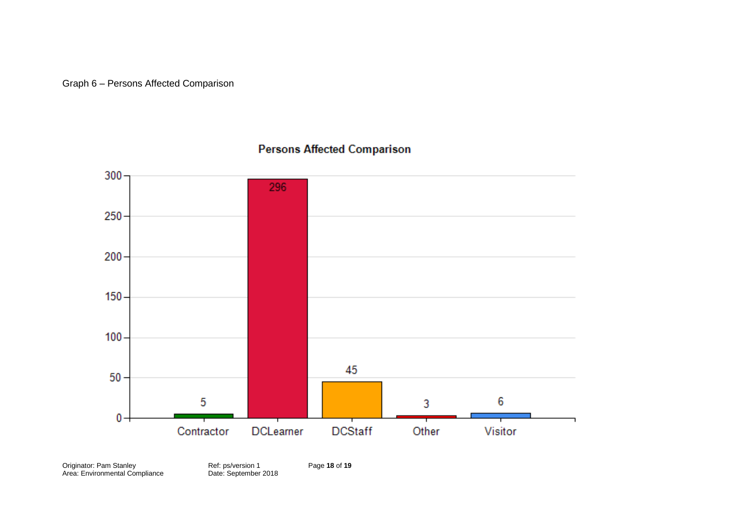Graph 6 – Persons Affected Comparison

**Persons Affected Comparison**

| Contractor | DCLearner | DCStaff | Other | Visitor |
|---|---|---|---|---|
| 5 | 296 | 45 | 3 | 6 |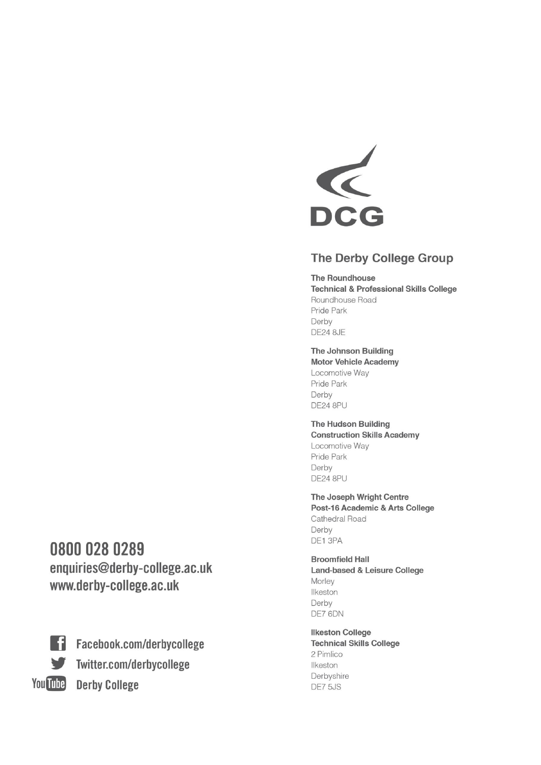DCG

## The Derby College Group

**The Roundhouse**
**Technical & Professional Skills College**
Roundhouse Road
Pride Park
Derby
DE24 8JE

**The Johnson Building**
**Motor Vehicle Academy**
Locomotive Way
Pride Park
Derby
DE24 8PU

**The Hudson Building**
**Construction Skills Academy**
Locomotive Way
Pride Park
Derby
DE24 8PU

**The Joseph Wright Centre**
**Post-16 Academic & Arts College**
Cathedral Road
Derby
DE1 3PA

**Broomfield Hall**
**Land-based & Leisure College**
Morley
Ilkeston
Derby
DE7 6DN

**Ilkeston College**
**Technical Skills College**
2 Pimlico
Ilkeston
Derbyshire
DE7 5JS

**0800 028 0289**
enquiries@derby-college.ac.uk
www.derby-college.ac.uk

Facebook.com/derbycollege
Twitter.com/derbycollege
YouTube Derby College